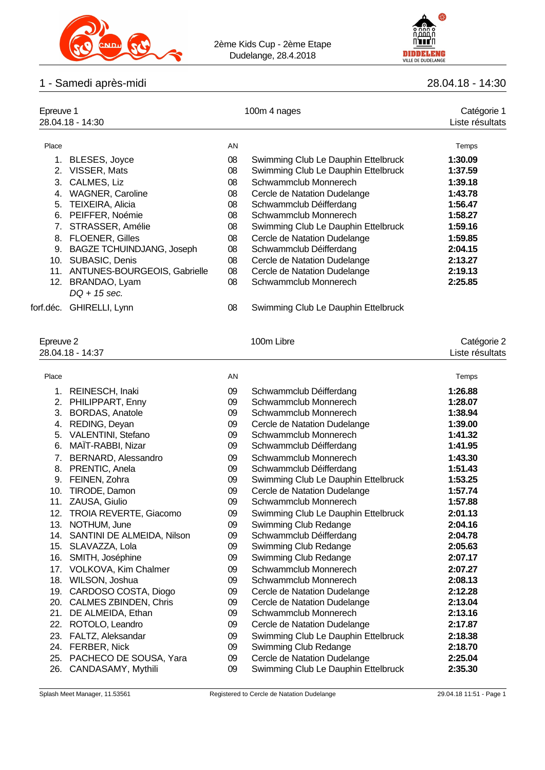2ème Kids Cup - 2ème Etape
Dudelange, 28.4.2018

## 1 - Samedi après-midi

28.04.18 - 14:30

### Epreuve 1

28.04.18 - 14:30

100m 4 nages

Catégorie 1
Liste résultats

| Place | | AN | | Temps |
|---|---|---|---|---|
| 1. | BLESES, Joyce | 08 | Swimming Club Le Dauphin Ettelbruck | **1:30.09** |
| 2. | VISSER, Mats | 08 | Swimming Club Le Dauphin Ettelbruck | **1:37.59** |
| 3. | CALMES, Liz | 08 | Schwammclub Monnerech | **1:39.18** |
| 4. | WAGNER, Caroline | 08 | Cercle de Natation Dudelange | **1:43.78** |
| 5. | TEIXEIRA, Alicia | 08 | Schwammclub Déifferdang | **1:56.47** |
| 6. | PEIFFER, Noémie | 08 | Schwammclub Monnerech | **1:58.27** |
| 7. | STRASSER, Amélie | 08 | Swimming Club Le Dauphin Ettelbruck | **1:59.16** |
| 8. | FLOENER, Gilles | 08 | Cercle de Natation Dudelange | **1:59.85** |
| 9. | BAGZE TCHUINDJANG, Joseph | 08 | Schwammclub Déifferdang | **2:04.15** |
| 10. | SUBASIC, Denis | 08 | Cercle de Natation Dudelange | **2:13.27** |
| 11. | ANTUNES-BOURGEOIS, Gabrielle | 08 | Cercle de Natation Dudelange | **2:19.13** |
| 12. | BRANDAO, Lyam *DQ + 15 sec.* | 08 | Schwammclub Monnerech | **2:25.85** |
| forf.déc. | GHIRELLI, Lynn | 08 | Swimming Club Le Dauphin Ettelbruck | |

### Epreuve 2

28.04.18 - 14:37

100m Libre

Catégorie 2
Liste résultats

| Place | | AN | | Temps |
|---|---|---|---|---|
| 1. | REINESCH, Inaki | 09 | Schwammclub Déifferdang | **1:26.88** |
| 2. | PHILIPPART, Enny | 09 | Schwammclub Monnerech | **1:28.07** |
| 3. | BORDAS, Anatole | 09 | Schwammclub Monnerech | **1:38.94** |
| 4. | REDING, Deyan | 09 | Cercle de Natation Dudelange | **1:39.00** |
| 5. | VALENTINI, Stefano | 09 | Schwammclub Monnerech | **1:41.32** |
| 6. | MAÏT-RABBI, Nizar | 09 | Schwammclub Déifferdang | **1:41.95** |
| 7. | BERNARD, Alessandro | 09 | Schwammclub Monnerech | **1:43.30** |
| 8. | PRENTIC, Anela | 09 | Schwammclub Déifferdang | **1:51.43** |
| 9. | FEINEN, Zohra | 09 | Swimming Club Le Dauphin Ettelbruck | **1:53.25** |
| 10. | TIRODE, Damon | 09 | Cercle de Natation Dudelange | **1:57.74** |
| 11. | ZAUSA, Giulio | 09 | Schwammclub Monnerech | **1:57.88** |
| 12. | TROIA REVERTE, Giacomo | 09 | Swimming Club Le Dauphin Ettelbruck | **2:01.13** |
| 13. | NOTHUM, June | 09 | Swimming Club Redange | **2:04.16** |
| 14. | SANTINI DE ALMEIDA, Nilson | 09 | Schwammclub Déifferdang | **2:04.78** |
| 15. | SLAVAZZA, Lola | 09 | Swimming Club Redange | **2:05.63** |
| 16. | SMITH, Joséphine | 09 | Swimming Club Redange | **2:07.17** |
| 17. | VOLKOVA, Kim Chalmer | 09 | Schwammclub Monnerech | **2:07.27** |
| 18. | WILSON, Joshua | 09 | Schwammclub Monnerech | **2:08.13** |
| 19. | CARDOSO COSTA, Diogo | 09 | Cercle de Natation Dudelange | **2:12.28** |
| 20. | CALMES ZBINDEN, Chris | 09 | Cercle de Natation Dudelange | **2:13.04** |
| 21. | DE ALMEIDA, Ethan | 09 | Schwammclub Monnerech | **2:13.16** |
| 22. | ROTOLO, Leandro | 09 | Cercle de Natation Dudelange | **2:17.87** |
| 23. | FALTZ, Aleksandar | 09 | Swimming Club Le Dauphin Ettelbruck | **2:18.38** |
| 24. | FERBER, Nick | 09 | Swimming Club Redange | **2:18.70** |
| 25. | PACHECO DE SOUSA, Yara | 09 | Cercle de Natation Dudelange | **2:25.04** |
| 26. | CANDASAMY, Mythili | 09 | Swimming Club Le Dauphin Ettelbruck | **2:35.30** |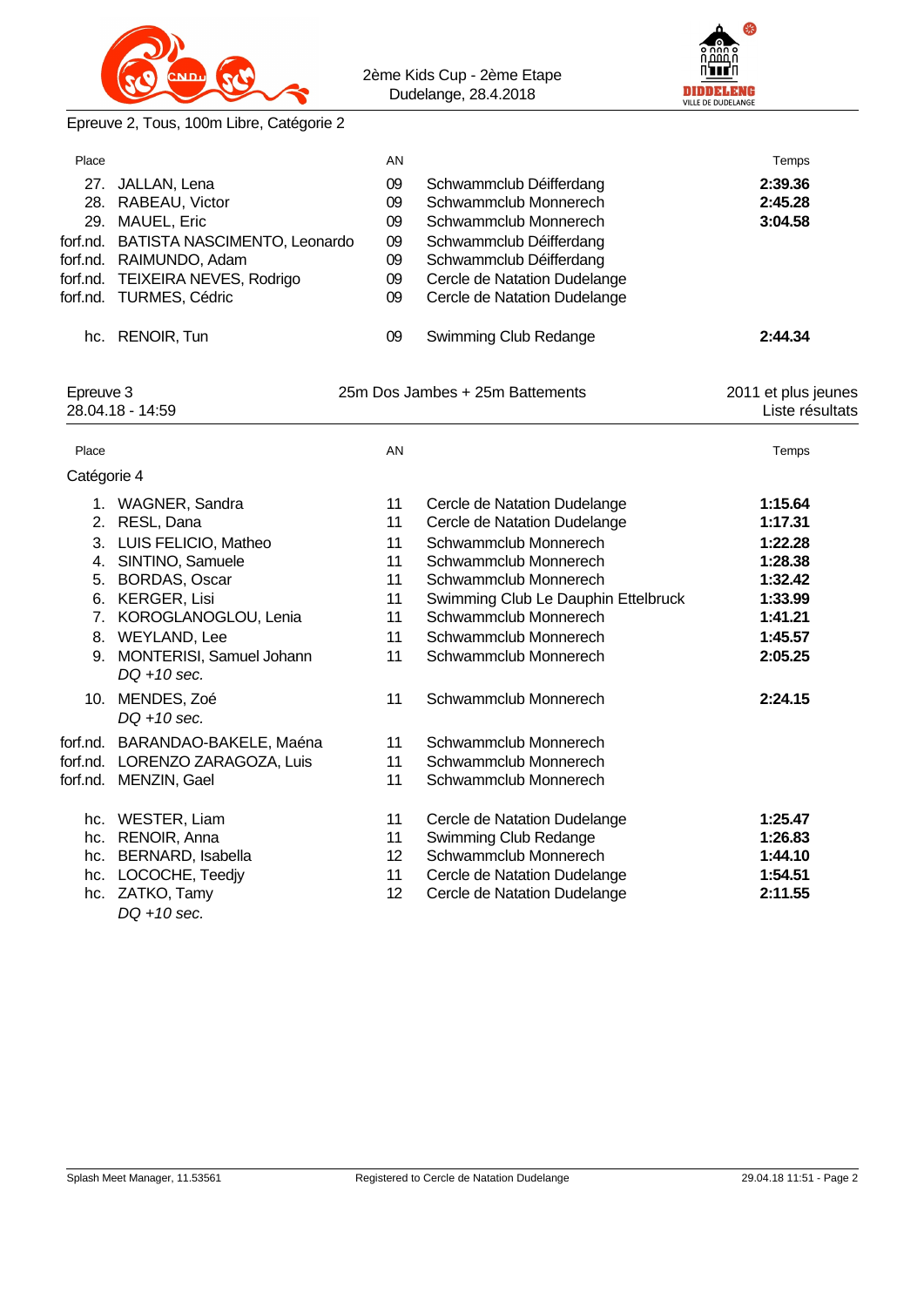Epreuve 2, Tous, 100m Libre, Catégorie 2

| Place | | AN | | Temps |
|---|---|---|---|---|
| 27. | JALLAN, Lena | 09 | Schwammclub Déifferdang | **2:39.36** |
| 28. | RABEAU, Victor | 09 | Schwammclub Monnerech | **2:45.28** |
| 29. | MAUEL, Eric | 09 | Schwammclub Monnerech | **3:04.58** |
| forf.nd. | BATISTA NASCIMENTO, Leonardo | 09 | Schwammclub Déifferdang | |
| forf.nd. | RAIMUNDO, Adam | 09 | Schwammclub Déifferdang | |
| forf.nd. | TEIXEIRA NEVES, Rodrigo | 09 | Cercle de Natation Dudelange | |
| forf.nd. | TURMES, Cédric | 09 | Cercle de Natation Dudelange | |
| hc. | RENOIR, Tun | 09 | Swimming Club Redange | **2:44.34** |

Epreuve 3 — 25m Dos Jambes + 25m Battements — 2011 et plus jeunes

28.04.18 - 14:59 — Liste résultats

Catégorie 4

| Place | | AN | | Temps |
|---|---|---|---|---|
| 1. | WAGNER, Sandra | 11 | Cercle de Natation Dudelange | **1:15.64** |
| 2. | RESL, Dana | 11 | Cercle de Natation Dudelange | **1:17.31** |
| 3. | LUIS FELICIO, Matheo | 11 | Schwammclub Monnerech | **1:22.28** |
| 4. | SINTINO, Samuele | 11 | Schwammclub Monnerech | **1:28.38** |
| 5. | BORDAS, Oscar | 11 | Schwammclub Monnerech | **1:32.42** |
| 6. | KERGER, Lisi | 11 | Swimming Club Le Dauphin Ettelbruck | **1:33.99** |
| 7. | KOROGLANOGLOU, Lenia | 11 | Schwammclub Monnerech | **1:41.21** |
| 8. | WEYLAND, Lee | 11 | Schwammclub Monnerech | **1:45.57** |
| 9. | MONTERISI, Samuel Johann *DQ +10 sec.* | 11 | Schwammclub Monnerech | **2:05.25** |
| 10. | MENDES, Zoé *DQ +10 sec.* | 11 | Schwammclub Monnerech | **2:24.15** |
| forf.nd. | BARANDAO-BAKELE, Maéna | 11 | Schwammclub Monnerech | |
| forf.nd. | LORENZO ZARAGOZA, Luis | 11 | Schwammclub Monnerech | |
| forf.nd. | MENZIN, Gael | 11 | Schwammclub Monnerech | |
| hc. | WESTER, Liam | 11 | Cercle de Natation Dudelange | **1:25.47** |
| hc. | RENOIR, Anna | 11 | Swimming Club Redange | **1:26.83** |
| hc. | BERNARD, Isabella | 12 | Schwammclub Monnerech | **1:44.10** |
| hc. | LOCOCHE, Teedjy | 11 | Cercle de Natation Dudelange | **1:54.51** |
| hc. | ZATKO, Tamy *DQ +10 sec.* | 12 | Cercle de Natation Dudelange | **2:11.55** |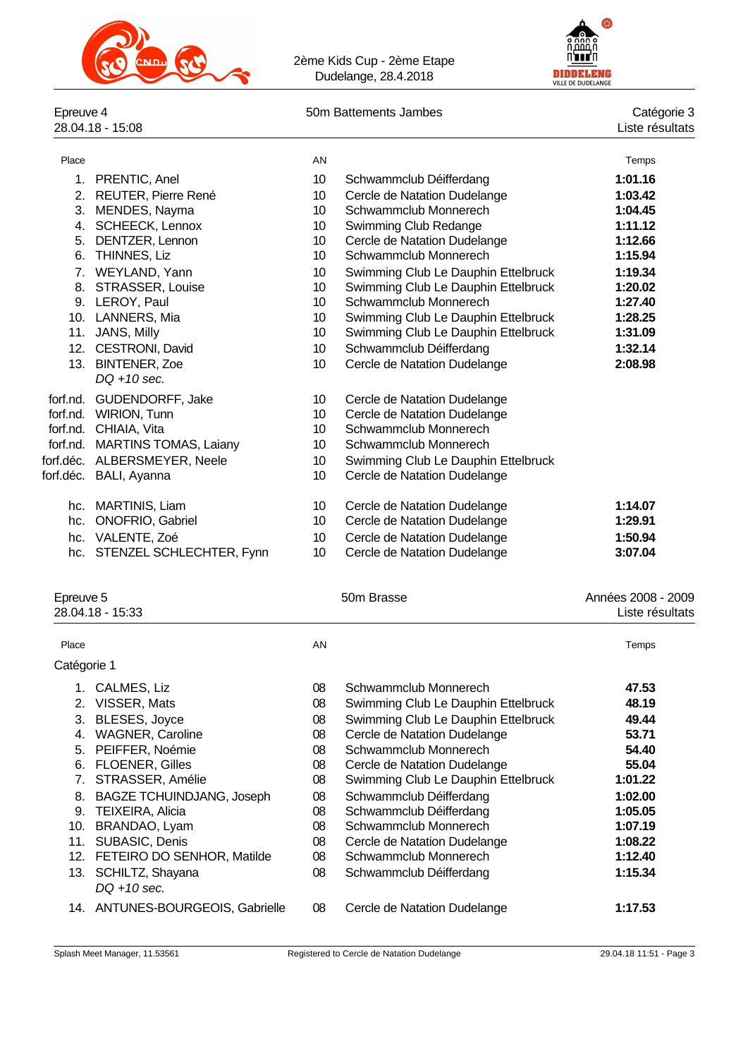2ème Kids Cup - 2ème Etape
Dudelange, 28.4.2018

## Epreuve 4 — 50m Battements Jambes — Catégorie 3

28.04.18 - 15:08 — Liste résultats

| Place | | AN | | Temps |
|---|---|---|---|---|
| 1. | PRENTIC, Anel | 10 | Schwammclub Déifferdang | **1:01.16** |
| 2. | REUTER, Pierre René | 10 | Cercle de Natation Dudelange | **1:03.42** |
| 3. | MENDES, Nayma | 10 | Schwammclub Monnerech | **1:04.45** |
| 4. | SCHEECK, Lennox | 10 | Swimming Club Redange | **1:11.12** |
| 5. | DENTZER, Lennon | 10 | Cercle de Natation Dudelange | **1:12.66** |
| 6. | THINNES, Liz | 10 | Schwammclub Monnerech | **1:15.94** |
| 7. | WEYLAND, Yann | 10 | Swimming Club Le Dauphin Ettelbruck | **1:19.34** |
| 8. | STRASSER, Louise | 10 | Swimming Club Le Dauphin Ettelbruck | **1:20.02** |
| 9. | LEROY, Paul | 10 | Schwammclub Monnerech | **1:27.40** |
| 10. | LANNERS, Mia | 10 | Swimming Club Le Dauphin Ettelbruck | **1:28.25** |
| 11. | JANS, Milly | 10 | Swimming Club Le Dauphin Ettelbruck | **1:31.09** |
| 12. | CESTRONI, David | 10 | Schwammclub Déifferdang | **1:32.14** |
| 13. | BINTENER, Zoe *DQ +10 sec.* | 10 | Cercle de Natation Dudelange | **2:08.98** |
| forf.nd. | GUDENDORFF, Jake | 10 | Cercle de Natation Dudelange | |
| forf.nd. | WIRION, Tunn | 10 | Cercle de Natation Dudelange | |
| forf.nd. | CHIAIA, Vita | 10 | Schwammclub Monnerech | |
| forf.nd. | MARTINS TOMAS, Laiany | 10 | Schwammclub Monnerech | |
| forf.déc. | ALBERSMEYER, Neele | 10 | Swimming Club Le Dauphin Ettelbruck | |
| forf.déc. | BALI, Ayanna | 10 | Cercle de Natation Dudelange | |
| hc. | MARTINIS, Liam | 10 | Cercle de Natation Dudelange | **1:14.07** |
| hc. | ONOFRIO, Gabriel | 10 | Cercle de Natation Dudelange | **1:29.91** |
| hc. | VALENTE, Zoé | 10 | Cercle de Natation Dudelange | **1:50.94** |
| hc. | STENZEL SCHLECHTER, Fynn | 10 | Cercle de Natation Dudelange | **3:07.04** |

## Epreuve 5 — 50m Brasse — Années 2008 - 2009

28.04.18 - 15:33 — Liste résultats

### Catégorie 1

| Place | | AN | | Temps |
|---|---|---|---|---|
| 1. | CALMES, Liz | 08 | Schwammclub Monnerech | **47.53** |
| 2. | VISSER, Mats | 08 | Swimming Club Le Dauphin Ettelbruck | **48.19** |
| 3. | BLESES, Joyce | 08 | Swimming Club Le Dauphin Ettelbruck | **49.44** |
| 4. | WAGNER, Caroline | 08 | Cercle de Natation Dudelange | **53.71** |
| 5. | PEIFFER, Noémie | 08 | Schwammclub Monnerech | **54.40** |
| 6. | FLOENER, Gilles | 08 | Cercle de Natation Dudelange | **55.04** |
| 7. | STRASSER, Amélie | 08 | Swimming Club Le Dauphin Ettelbruck | **1:01.22** |
| 8. | BAGZE TCHUINDJANG, Joseph | 08 | Schwammclub Déifferdang | **1:02.00** |
| 9. | TEIXEIRA, Alicia | 08 | Schwammclub Déifferdang | **1:05.05** |
| 10. | BRANDAO, Lyam | 08 | Schwammclub Monnerech | **1:07.19** |
| 11. | SUBASIC, Denis | 08 | Cercle de Natation Dudelange | **1:08.22** |
| 12. | FETEIRO DO SENHOR, Matilde | 08 | Schwammclub Monnerech | **1:12.40** |
| 13. | SCHILTZ, Shayana *DQ +10 sec.* | 08 | Schwammclub Déifferdang | **1:15.34** |
| 14. | ANTUNES-BOURGEOIS, Gabrielle | 08 | Cercle de Natation Dudelange | **1:17.53** |

Splash Meet Manager, 11.53561 — Registered to Cercle de Natation Dudelange — 29.04.18 11:51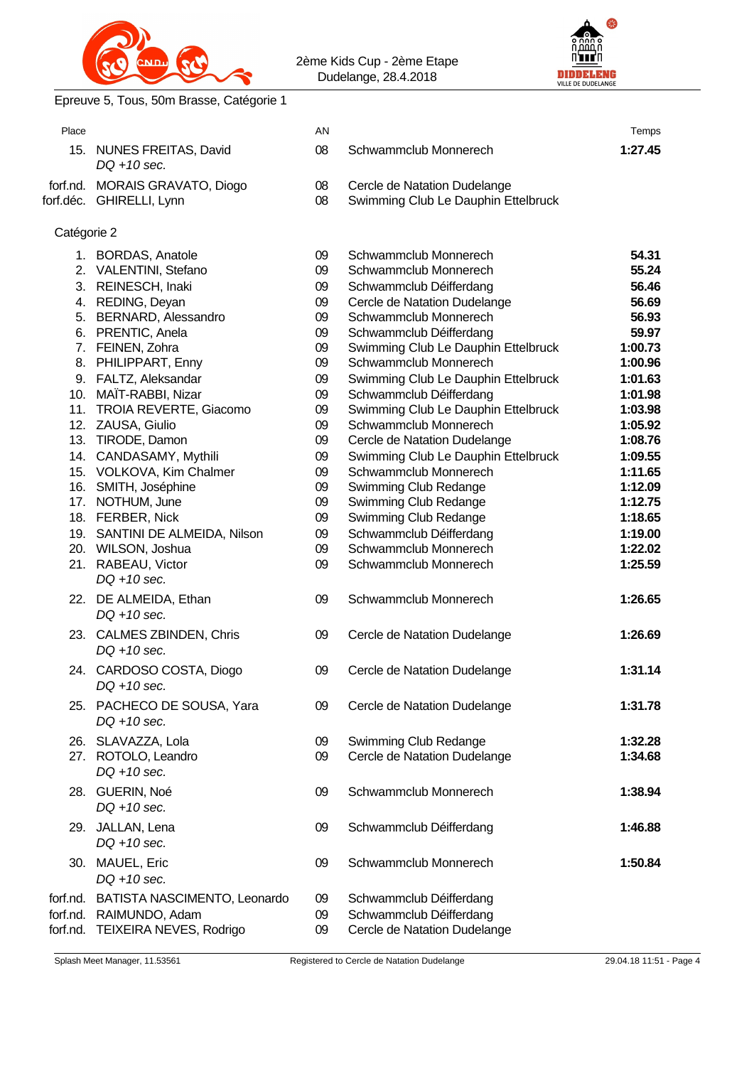Epreuve 5, Tous, 50m Brasse, Catégorie 1

| Place | | AN | | Temps |
|---|---|---|---|---|
| 15. | NUNES FREITAS, David *DQ +10 sec.* | 08 | Schwammclub Monnerech | **1:27.45** |
| forf.nd. | MORAIS GRAVATO, Diogo | 08 | Cercle de Natation Dudelange | |
| forf.déc. | GHIRELLI, Lynn | 08 | Swimming Club Le Dauphin Ettelbruck | |

Catégorie 2

| Place | | AN | | Temps |
|---|---|---|---|---|
| 1. | BORDAS, Anatole | 09 | Schwammclub Monnerech | **54.31** |
| 2. | VALENTINI, Stefano | 09 | Schwammclub Monnerech | **55.24** |
| 3. | REINESCH, Inaki | 09 | Schwammclub Déifferdang | **56.46** |
| 4. | REDING, Deyan | 09 | Cercle de Natation Dudelange | **56.69** |
| 5. | BERNARD, Alessandro | 09 | Schwammclub Monnerech | **56.93** |
| 6. | PRENTIC, Anela | 09 | Schwammclub Déifferdang | **59.97** |
| 7. | FEINEN, Zohra | 09 | Swimming Club Le Dauphin Ettelbruck | **1:00.73** |
| 8. | PHILIPPART, Enny | 09 | Schwammclub Monnerech | **1:00.96** |
| 9. | FALTZ, Aleksandar | 09 | Swimming Club Le Dauphin Ettelbruck | **1:01.63** |
| 10. | MAÏT-RABBI, Nizar | 09 | Schwammclub Déifferdang | **1:01.98** |
| 11. | TROIA REVERTE, Giacomo | 09 | Swimming Club Le Dauphin Ettelbruck | **1:03.98** |
| 12. | ZAUSA, Giulio | 09 | Schwammclub Monnerech | **1:05.92** |
| 13. | TIRODE, Damon | 09 | Cercle de Natation Dudelange | **1:08.76** |
| 14. | CANDASAMY, Mythili | 09 | Swimming Club Le Dauphin Ettelbruck | **1:09.55** |
| 15. | VOLKOVA, Kim Chalmer | 09 | Schwammclub Monnerech | **1:11.65** |
| 16. | SMITH, Joséphine | 09 | Swimming Club Redange | **1:12.09** |
| 17. | NOTHUM, June | 09 | Swimming Club Redange | **1:12.75** |
| 18. | FERBER, Nick | 09 | Swimming Club Redange | **1:18.65** |
| 19. | SANTINI DE ALMEIDA, Nilson | 09 | Schwammclub Déifferdang | **1:19.00** |
| 20. | WILSON, Joshua | 09 | Schwammclub Monnerech | **1:22.02** |
| 21. | RABEAU, Victor *DQ +10 sec.* | 09 | Schwammclub Monnerech | **1:25.59** |
| 22. | DE ALMEIDA, Ethan *DQ +10 sec.* | 09 | Schwammclub Monnerech | **1:26.65** |
| 23. | CALMES ZBINDEN, Chris *DQ +10 sec.* | 09 | Cercle de Natation Dudelange | **1:26.69** |
| 24. | CARDOSO COSTA, Diogo *DQ +10 sec.* | 09 | Cercle de Natation Dudelange | **1:31.14** |
| 25. | PACHECO DE SOUSA, Yara *DQ +10 sec.* | 09 | Cercle de Natation Dudelange | **1:31.78** |
| 26. | SLAVAZZA, Lola | 09 | Swimming Club Redange | **1:32.28** |
| 27. | ROTOLO, Leandro *DQ +10 sec.* | 09 | Cercle de Natation Dudelange | **1:34.68** |
| 28. | GUERIN, Noé *DQ +10 sec.* | 09 | Schwammclub Monnerech | **1:38.94** |
| 29. | JALLAN, Lena *DQ +10 sec.* | 09 | Schwammclub Déifferdang | **1:46.88** |
| 30. | MAUEL, Eric *DQ +10 sec.* | 09 | Schwammclub Monnerech | **1:50.84** |
| forf.nd. | BATISTA NASCIMENTO, Leonardo | 09 | Schwammclub Déifferdang | |
| forf.nd. | RAIMUNDO, Adam | 09 | Schwammclub Déifferdang | |
| forf.nd. | TEIXEIRA NEVES, Rodrigo | 09 | Cercle de Natation Dudelange | |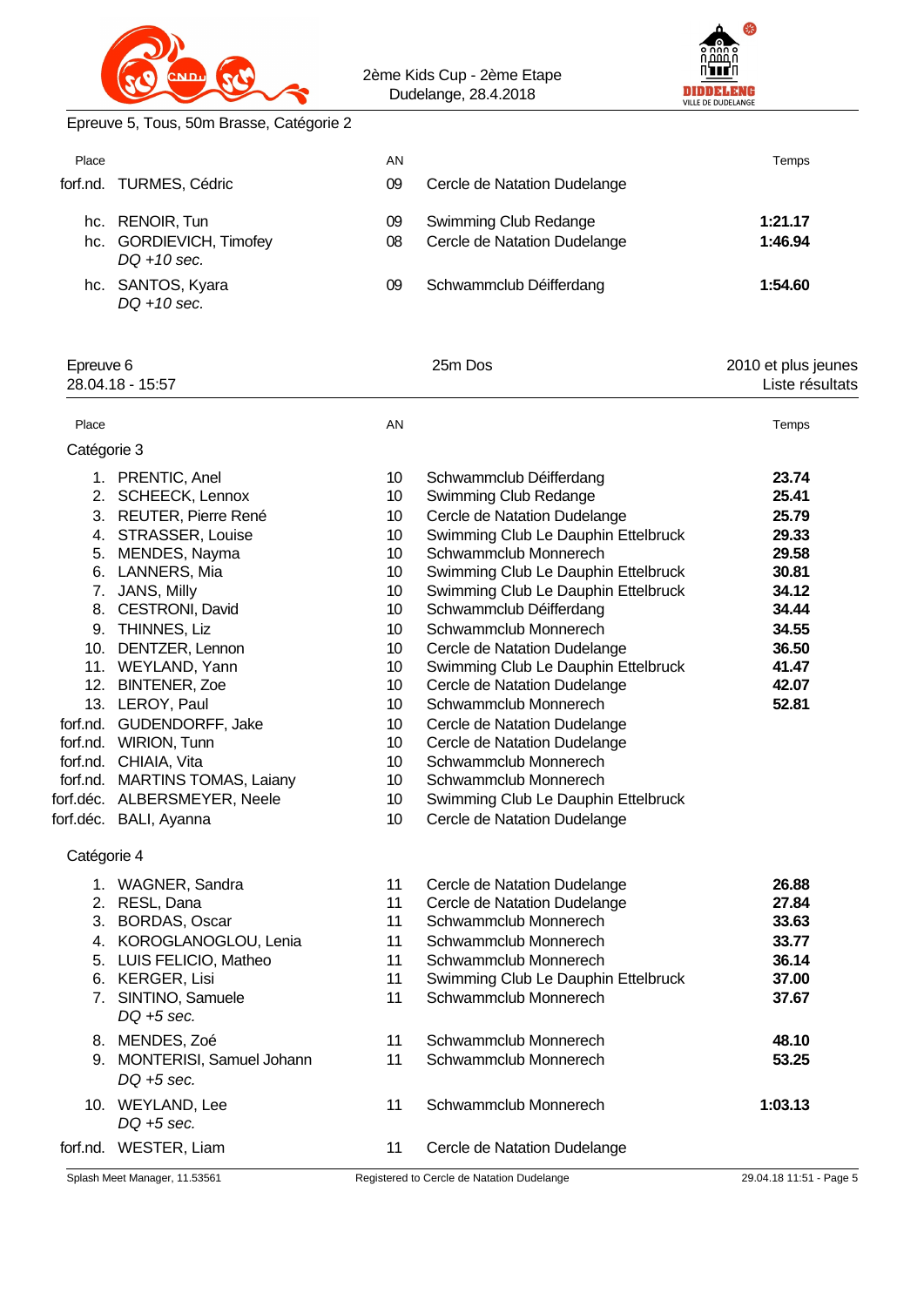Epreuve 5, Tous, 50m Brasse, Catégorie 2

| Place | | AN | | Temps |
|---|---|---|---|---|
| forf.nd. | TURMES, Cédric | 09 | Cercle de Natation Dudelange | |
| hc. | RENOIR, Tun | 09 | Swimming Club Redange | **1:21.17** |
| hc. | GORDIEVICH, Timofey *DQ +10 sec.* | 08 | Cercle de Natation Dudelange | **1:46.94** |
| hc. | SANTOS, Kyara *DQ +10 sec.* | 09 | Schwammclub Déifferdang | **1:54.60** |

## Epreuve 6 — 25m Dos — 2010 et plus jeunes

28.04.18 - 15:57 — Liste résultats

### Catégorie 3

| Place | | AN | | Temps |
|---|---|---|---|---|
| 1. | PRENTIC, Anel | 10 | Schwammclub Déifferdang | **23.74** |
| 2. | SCHEECK, Lennox | 10 | Swimming Club Redange | **25.41** |
| 3. | REUTER, Pierre René | 10 | Cercle de Natation Dudelange | **25.79** |
| 4. | STRASSER, Louise | 10 | Swimming Club Le Dauphin Ettelbruck | **29.33** |
| 5. | MENDES, Nayma | 10 | Schwammclub Monnerech | **29.58** |
| 6. | LANNERS, Mia | 10 | Swimming Club Le Dauphin Ettelbruck | **30.81** |
| 7. | JANS, Milly | 10 | Swimming Club Le Dauphin Ettelbruck | **34.12** |
| 8. | CESTRONI, David | 10 | Schwammclub Déifferdang | **34.44** |
| 9. | THINNES, Liz | 10 | Schwammclub Monnerech | **34.55** |
| 10. | DENTZER, Lennon | 10 | Cercle de Natation Dudelange | **36.50** |
| 11. | WEYLAND, Yann | 10 | Swimming Club Le Dauphin Ettelbruck | **41.47** |
| 12. | BINTENER, Zoe | 10 | Cercle de Natation Dudelange | **42.07** |
| 13. | LEROY, Paul | 10 | Schwammclub Monnerech | **52.81** |
| forf.nd. | GUDENDORFF, Jake | 10 | Cercle de Natation Dudelange | |
| forf.nd. | WIRION, Tunn | 10 | Cercle de Natation Dudelange | |
| forf.nd. | CHIAIA, Vita | 10 | Schwammclub Monnerech | |
| forf.nd. | MARTINS TOMAS, Laiany | 10 | Schwammclub Monnerech | |
| forf.déc. | ALBERSMEYER, Neele | 10 | Swimming Club Le Dauphin Ettelbruck | |
| forf.déc. | BALI, Ayanna | 10 | Cercle de Natation Dudelange | |

### Catégorie 4

| Place | | AN | | Temps |
|---|---|---|---|---|
| 1. | WAGNER, Sandra | 11 | Cercle de Natation Dudelange | **26.88** |
| 2. | RESL, Dana | 11 | Cercle de Natation Dudelange | **27.84** |
| 3. | BORDAS, Oscar | 11 | Schwammclub Monnerech | **33.63** |
| 4. | KOROGLANOGLOU, Lenia | 11 | Schwammclub Monnerech | **33.77** |
| 5. | LUIS FELICIO, Matheo | 11 | Schwammclub Monnerech | **36.14** |
| 6. | KERGER, Lisi | 11 | Swimming Club Le Dauphin Ettelbruck | **37.00** |
| 7. | SINTINO, Samuele *DQ +5 sec.* | 11 | Schwammclub Monnerech | **37.67** |
| 8. | MENDES, Zoé | 11 | Schwammclub Monnerech | **48.10** |
| 9. | MONTERISI, Samuel Johann *DQ +5 sec.* | 11 | Schwammclub Monnerech | **53.25** |
| 10. | WEYLAND, Lee *DQ +5 sec.* | 11 | Schwammclub Monnerech | **1:03.13** |
| forf.nd. | WESTER, Liam | 11 | Cercle de Natation Dudelange | |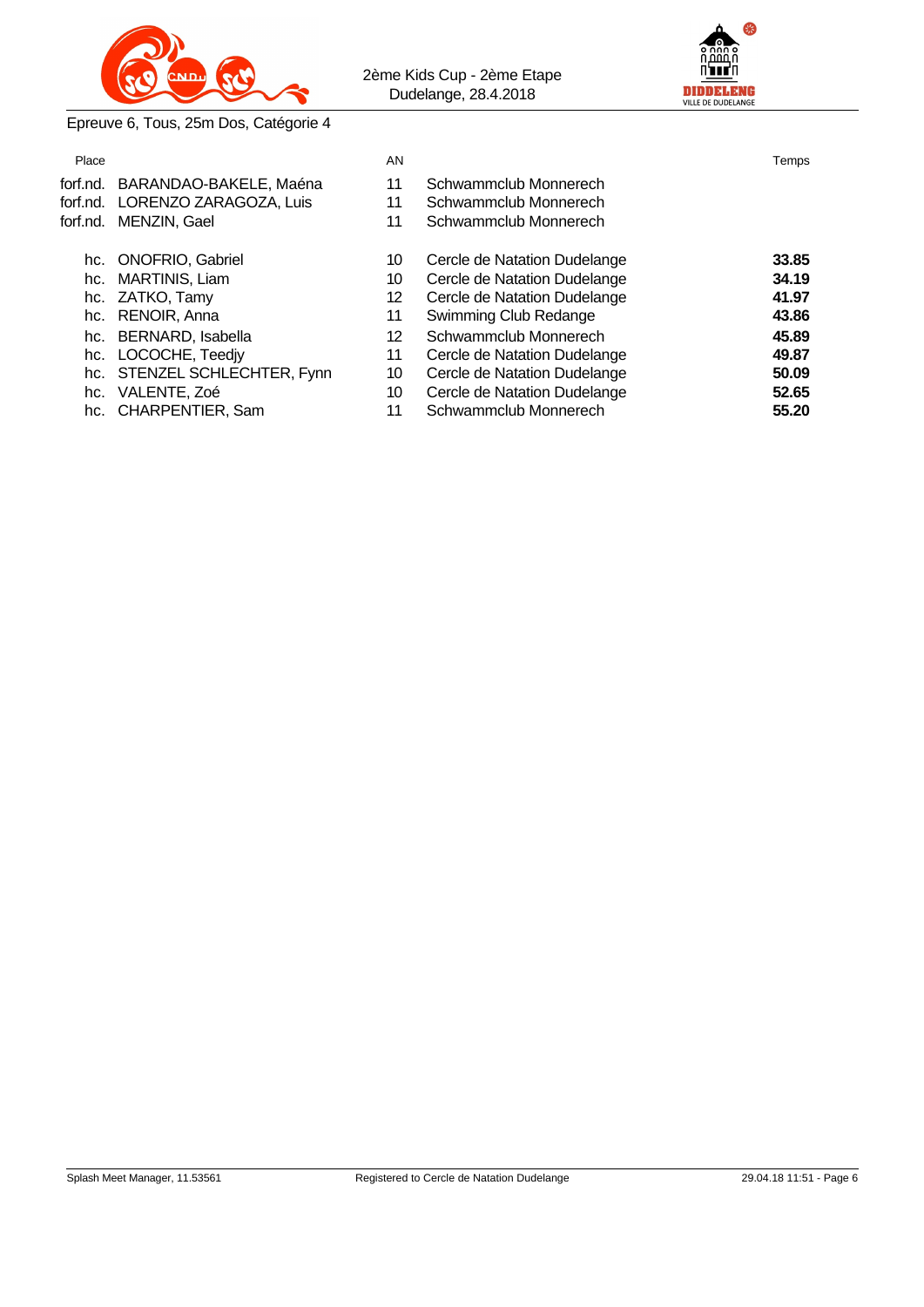2ème Kids Cup - 2ème Etape
Dudelange, 28.4.2018

Epreuve 6, Tous, 25m Dos, Catégorie 4

| Place | | AN | | Temps |
|---|---|---|---|---|
| forf.nd. | BARANDAO-BAKELE, Maéna | 11 | Schwammclub Monnerech | |
| forf.nd. | LORENZO ZARAGOZA, Luis | 11 | Schwammclub Monnerech | |
| forf.nd. | MENZIN, Gael | 11 | Schwammclub Monnerech | |
| hc. | ONOFRIO, Gabriel | 10 | Cercle de Natation Dudelange | **33.85** |
| hc. | MARTINIS, Liam | 10 | Cercle de Natation Dudelange | **34.19** |
| hc. | ZATKO, Tamy | 12 | Cercle de Natation Dudelange | **41.97** |
| hc. | RENOIR, Anna | 11 | Swimming Club Redange | **43.86** |
| hc. | BERNARD, Isabella | 12 | Schwammclub Monnerech | **45.89** |
| hc. | LOCOCHE, Teedjy | 11 | Cercle de Natation Dudelange | **49.87** |
| hc. | STENZEL SCHLECHTER, Fynn | 10 | Cercle de Natation Dudelange | **50.09** |
| hc. | VALENTE, Zoé | 10 | Cercle de Natation Dudelange | **52.65** |
| hc. | CHARPENTIER, Sam | 11 | Schwammclub Monnerech | **55.20** |

Splash Meet Manager, 11.53561 — Registered to Cercle de Natation Dudelange — 29.04.18 11:51